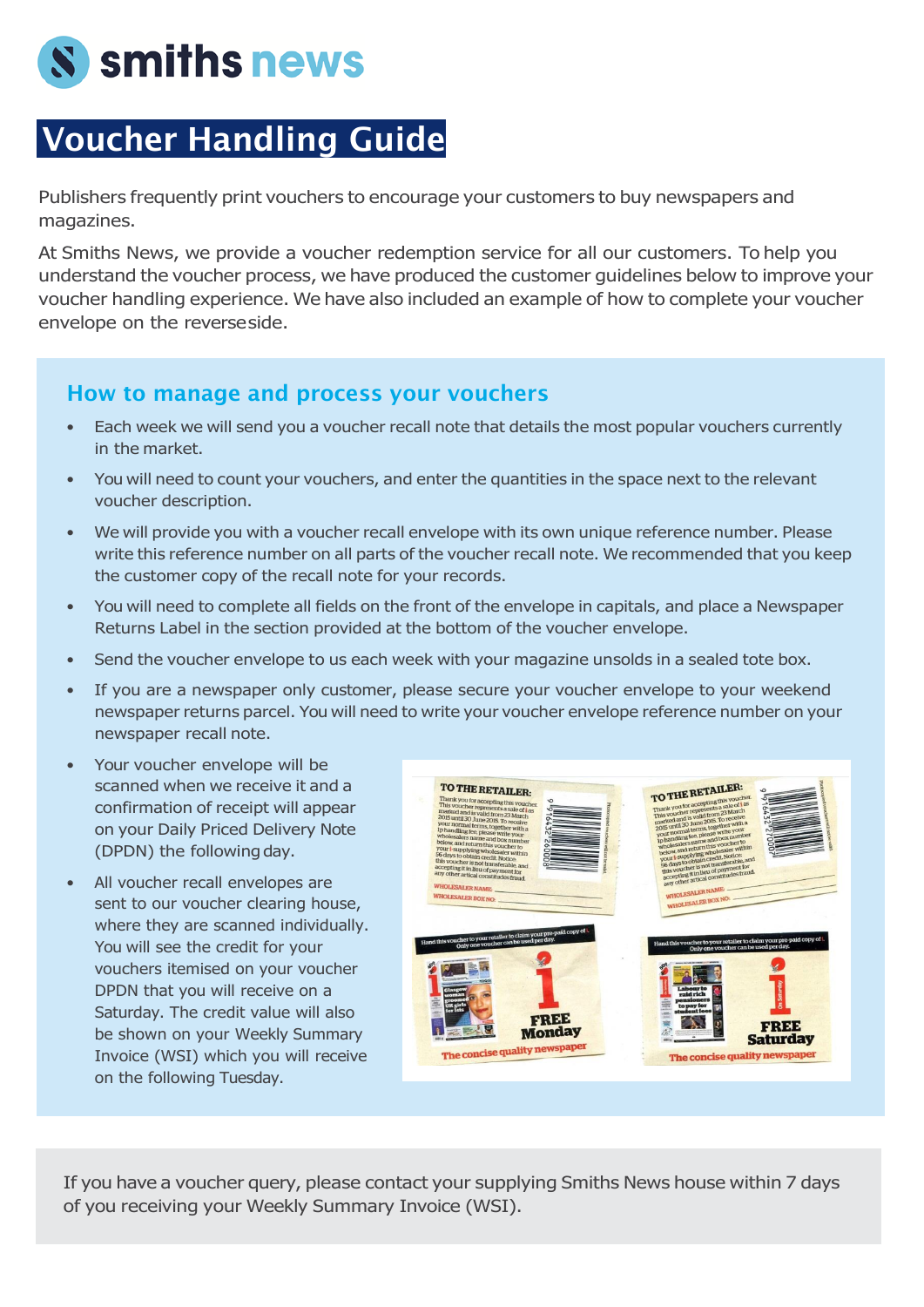# smiths news

## Voucher Handling Guide

Publishers frequently print vouchers to encourage your customers to buy newspapers and magazines.

At Smiths News, we provide a voucher redemption service for all our customers. To help you understand the voucher process, we have produced the customer guidelines below to improve your voucher handling experience. We have also included an example of how to complete your voucher envelope on the reverseside.

### How to manage and process your vouchers

- Each week we will send you a voucher recall note that details the most popular vouchers currently in the market.
- You will need to count your vouchers, and enter the quantities in the space next to the relevant voucher description.
- We will provide you with a voucher recall envelope with its own unique reference number. Please write this reference number on all parts of the voucher recall note. We recommended that you keep the customer copy of the recall note for your records.
- You will need to complete all fields on the front of the envelope in capitals, and place a Newspaper Returns Label in the section provided at the bottom of the voucher envelope.
- Send the voucher envelope to us each week with your magazine unsolds in a sealed tote box.
- If you are a newspaper only customer, please secure your voucher envelope to your weekend newspaper returns parcel. You will need to write your voucher envelope reference number on your newspaper recall note.
- Your voucher envelope will be scanned when we receive it and a confirmation of receipt will appear on your Daily Priced Delivery Note (DPDN) the following day.
- All voucher recall envelopes are sent to our voucher clearing house, where they are scanned individually. You will see the credit for your vouchers itemised on your voucher DPDN that you will receive on a Saturday. The credit value will also be shown on your Weekly Summary Invoice (WSI) which you will receive on the following Tuesday.

If you have a voucher query, please contact your supplying Smiths News house within 7 days of you receiving your Weekly Summary Invoice (WSI).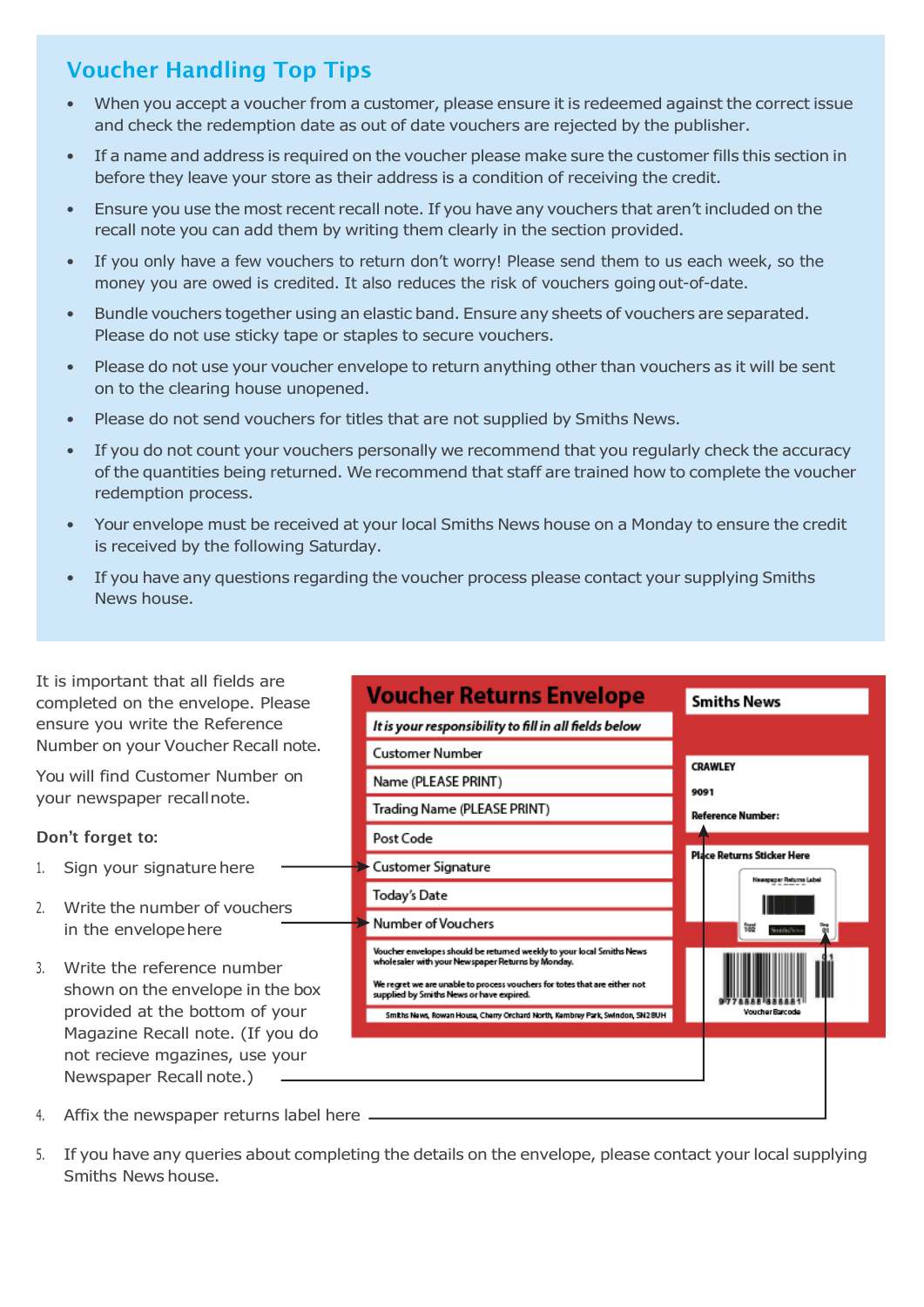## Voucher Handling Top Tips

- When you accept a voucher from a customer, please ensure it is redeemed against the correct issue and check the redemption date as out of date vouchers are rejected by the publisher.
- If a name and address is required on the voucher please make sure the customer fills this section in before they leave your store as their address is a condition of receiving the credit.
- Ensure you use the most recent recall note. If you have any vouchers that aren't included on the recall note you can add them by writing them clearly in the section provided.
- If you only have a few vouchers to return don't worry! Please send them to us each week, so the money you are owed is credited. It also reduces the risk of vouchers going out-of-date.
- Bundle vouchers together using an elastic band. Ensure any sheets of vouchers are separated. Please do not use sticky tape or staples to secure vouchers.
- Please do not use your voucher envelope to return anything other than vouchers as it will be sent on to the clearing house unopened.
- Please do not send vouchers for titles that are not supplied by Smiths News.
- If you do not count your vouchers personally we recommend that you regularly check the accuracy of the quantities being returned. We recommend that staff are trained how to complete the voucher redemption process.
- Your envelope must be received at your local Smiths News house on a Monday to ensure the credit is received by the following Saturday.
- If you have any questions regarding the voucher process please contact your supplying Smiths News house.

It is important that all fields are completed on the envelope. Please ensure you write the Reference Number on your Voucher Recall note.

You will find Customer Number on your newspaper recall note.

**Don't forget to:**

1. Sign your signature here
2. Write the number of vouchers in the envelope here
3. Write the reference number shown on the envelope in the box provided at the bottom of your Magazine Recall note. (If you do not recieve mgazines, use your Newspaper Recall note.)
4. Affix the newspaper returns label here
5. If you have any queries about completing the details on the envelope, please contact your local supplying Smiths News house.

**Voucher Returns Envelope**

*It is your responsibility to fill in all fields below*

Customer Number

Name (PLEASE PRINT)

Trading Name (PLEASE PRINT)

Post Code

Customer Signature

Today's Date

Number of Vouchers

Voucher envelopes should be returned weekly to your local Smiths News wholesaler with your Newspaper Returns by Monday.

We regret we are unable to process vouchers for totes that are either not supplied by Smiths News or have expired.

Smiths News, Rowan House, Cherry Orchard North, Kembrey Park, Swindon, SN2 8UH

**Smiths News**

CRAWLEY

9091

Reference Number:

Place Returns Sticker Here

Newspaper Returns Label

Voucher Barcode